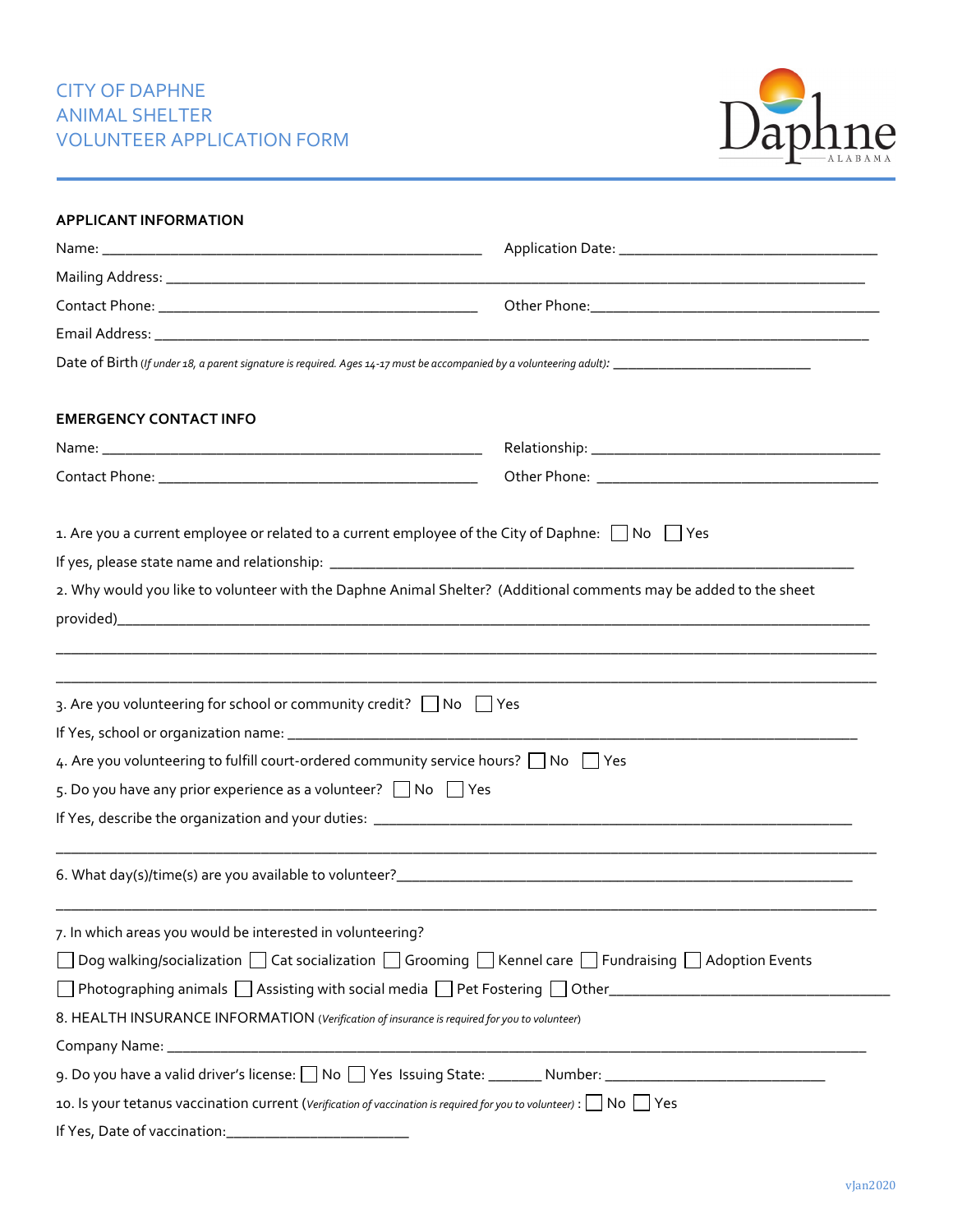# CITY OF DAPHNE
# ANIMAL SHELTER
# VOLUNTEER APPLICATION FORM

Daphne ALABAMA

## APPLICANT INFORMATION

Name: _______________________________________________ Application Date: ________________________________

Mailing Address: _____________________________________________________________________________________

Contact Phone: ________________________________________ Other Phone:_____________________________________

Email Address: _______________________________________________________________________________________

Date of Birth *(If under 18, a parent signature is required. Ages 14-17 must be accompanied by a volunteering adult):* _________________________

## EMERGENCY CONTACT INFO

Name: _______________________________________________ Relationship: ____________________________________

Contact Phone: ________________________________________ Other Phone: ___________________________________

1. Are you a current employee or related to a current employee of the City of Daphne: ☐ No ☐ Yes

If yes, please state name and relationship: _________________________________________________________________

2. Why would you like to volunteer with the Daphne Animal Shelter? (Additional comments may be added to the sheet provided)_____________________________________________________________________________________

_____________________________________________________________________________________________

_____________________________________________________________________________________________

3. Are you volunteering for school or community credit? ☐ No ☐ Yes

If Yes, school or organization name: _____________________________________________________________________

4. Are you volunteering to fulfill court-ordered community service hours? ☐ No ☐ Yes

5. Do you have any prior experience as a volunteer? ☐ No ☐ Yes

If Yes, describe the organization and your duties: ____________________________________________________________

_____________________________________________________________________________________________

6. What day(s)/time(s) are you available to volunteer?__________________________________________________________

_____________________________________________________________________________________________

7. In which areas you would be interested in volunteering?

☐ Dog walking/socialization ☐ Cat socialization ☐ Grooming ☐ Kennel care ☐ Fundraising ☐ Adoption Events

☐ Photographing animals ☐ Assisting with social media ☐ Pet Fostering ☐ Other___________________________________

8. HEALTH INSURANCE INFORMATION *(Verification of insurance is required for you to volunteer)*

Company Name: _____________________________________________________________________________________

9. Do you have a valid driver's license: ☐ No ☐ Yes Issuing State: _______ Number: ____________________________

10. Is your tetanus vaccination current *(Verification of vaccination is required for you to volunteer)* : ☐ No ☐ Yes

If Yes, Date of vaccination:_______________________

vJan2020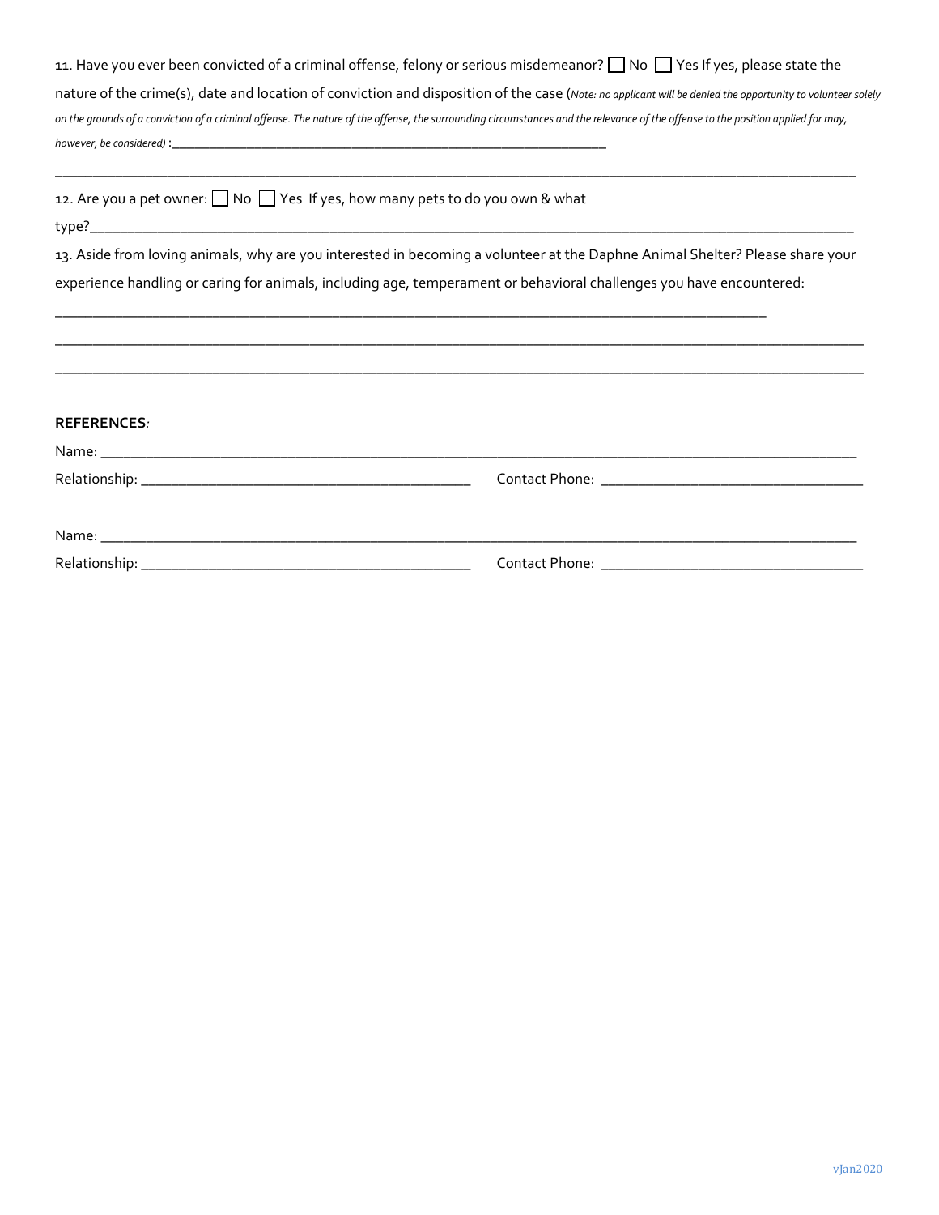11. Have you ever been convicted of a criminal offense, felony or serious misdemeanor? ☐ No ☐ Yes If yes, please state the nature of the crime(s), date and location of conviction and disposition of the case (*Note: no applicant will be denied the opportunity to volunteer solely on the grounds of a conviction of a criminal offense. The nature of the offense, the surrounding circumstances and the relevance of the offense to the position applied for may, however, be considered)* :_______________________________________________

_______________________________________________________________________________________________

12. Are you a pet owner: ☐ No ☐ Yes If yes, how many pets to do you own & what type?_______________________________________________________________________________________

13. Aside from loving animals, why are you interested in becoming a volunteer at the Daphne Animal Shelter? Please share your experience handling or caring for animals, including age, temperament or behavioral challenges you have encountered:

_______________________________________________________________________________________________

_______________________________________________________________________________________________

_______________________________________________________________________________________________

**REFERENCES***:*

Name: _________________________________________________________________________________________

Relationship: ______________________________________ Contact Phone: ______________________________

Name: _________________________________________________________________________________________

Relationship: ______________________________________ Contact Phone: ______________________________

vJan2020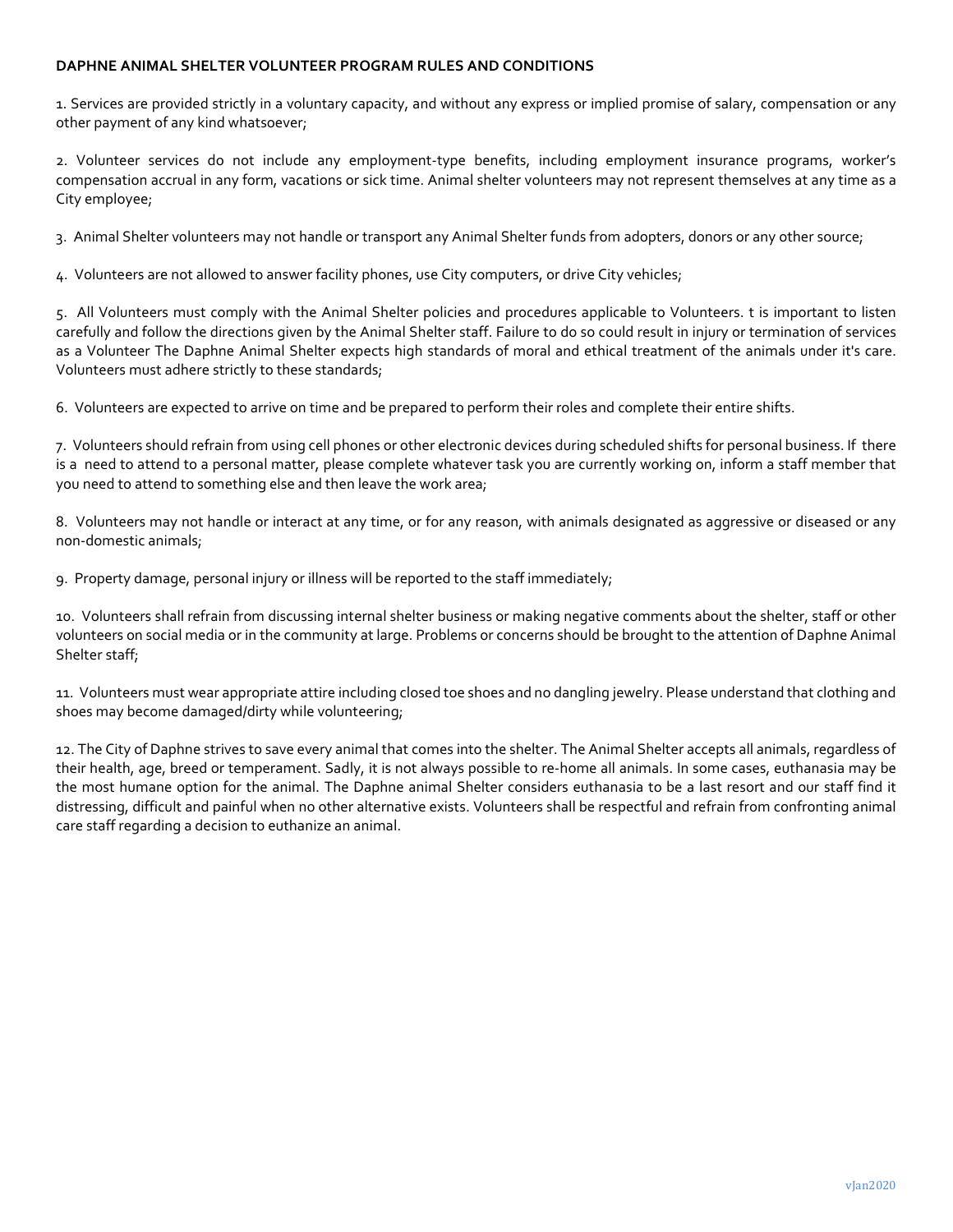**DAPHNE ANIMAL SHELTER VOLUNTEER PROGRAM RULES AND CONDITIONS**

1. Services are provided strictly in a voluntary capacity, and without any express or implied promise of salary, compensation or any other payment of any kind whatsoever;

2. Volunteer services do not include any employment-type benefits, including employment insurance programs, worker's compensation accrual in any form, vacations or sick time. Animal shelter volunteers may not represent themselves at any time as a City employee;

3. Animal Shelter volunteers may not handle or transport any Animal Shelter funds from adopters, donors or any other source;

4. Volunteers are not allowed to answer facility phones, use City computers, or drive City vehicles;

5. All Volunteers must comply with the Animal Shelter policies and procedures applicable to Volunteers. t is important to listen carefully and follow the directions given by the Animal Shelter staff. Failure to do so could result in injury or termination of services as a Volunteer The Daphne Animal Shelter expects high standards of moral and ethical treatment of the animals under it's care. Volunteers must adhere strictly to these standards;

6. Volunteers are expected to arrive on time and be prepared to perform their roles and complete their entire shifts.

7. Volunteers should refrain from using cell phones or other electronic devices during scheduled shifts for personal business. If there is a need to attend to a personal matter, please complete whatever task you are currently working on, inform a staff member that you need to attend to something else and then leave the work area;

8. Volunteers may not handle or interact at any time, or for any reason, with animals designated as aggressive or diseased or any non-domestic animals;

9. Property damage, personal injury or illness will be reported to the staff immediately;

10. Volunteers shall refrain from discussing internal shelter business or making negative comments about the shelter, staff or other volunteers on social media or in the community at large. Problems or concerns should be brought to the attention of Daphne Animal Shelter staff;

11. Volunteers must wear appropriate attire including closed toe shoes and no dangling jewelry. Please understand that clothing and shoes may become damaged/dirty while volunteering;

12. The City of Daphne strives to save every animal that comes into the shelter. The Animal Shelter accepts all animals, regardless of their health, age, breed or temperament. Sadly, it is not always possible to re-home all animals. In some cases, euthanasia may be the most humane option for the animal. The Daphne animal Shelter considers euthanasia to be a last resort and our staff find it distressing, difficult and painful when no other alternative exists. Volunteers shall be respectful and refrain from confronting animal care staff regarding a decision to euthanize an animal.

vJan2020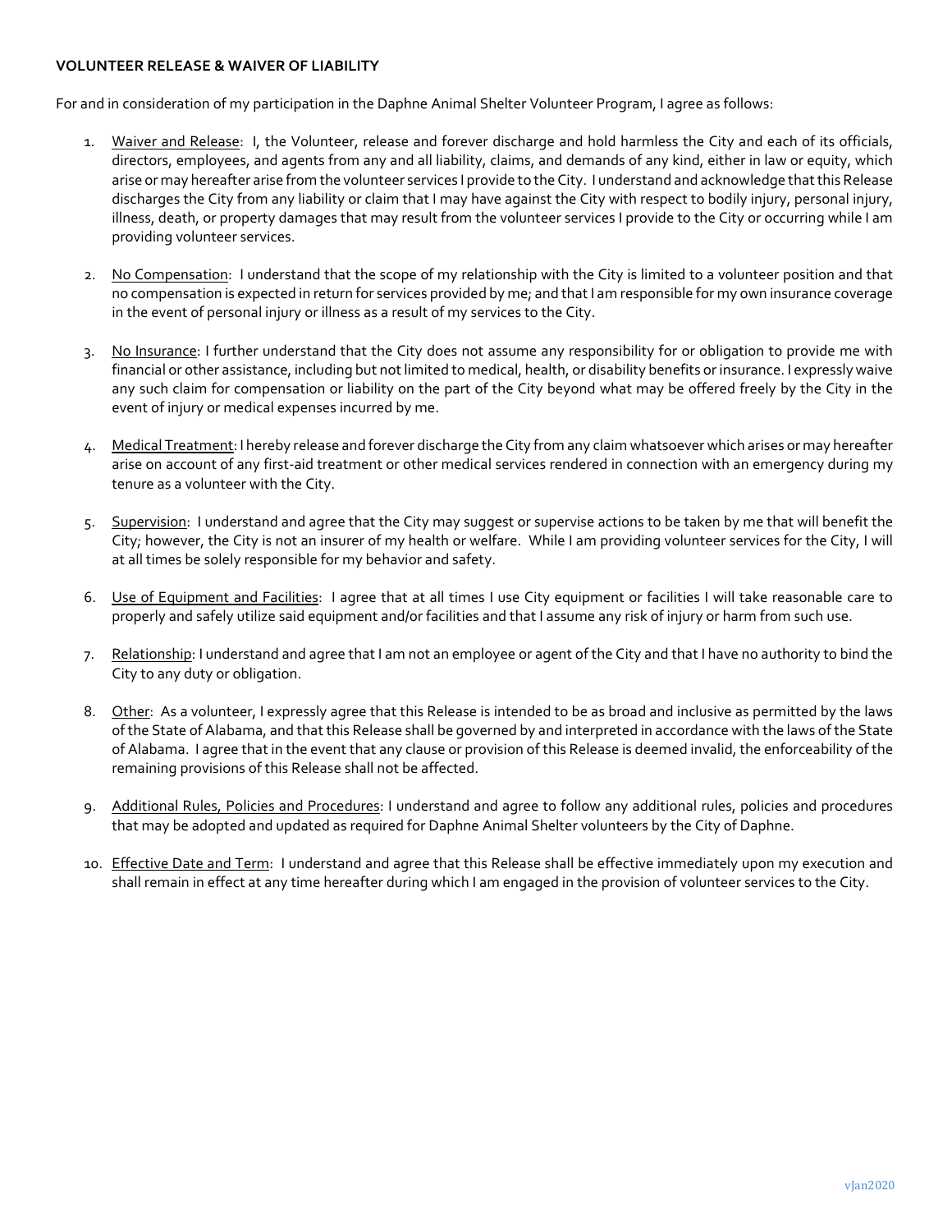**VOLUNTEER RELEASE & WAIVER OF LIABILITY**

For and in consideration of my participation in the Daphne Animal Shelter Volunteer Program, I agree as follows:

1. Waiver and Release: I, the Volunteer, release and forever discharge and hold harmless the City and each of its officials, directors, employees, and agents from any and all liability, claims, and demands of any kind, either in law or equity, which arise or may hereafter arise from the volunteer services I provide to the City. I understand and acknowledge that this Release discharges the City from any liability or claim that I may have against the City with respect to bodily injury, personal injury, illness, death, or property damages that may result from the volunteer services I provide to the City or occurring while I am providing volunteer services.

2. No Compensation: I understand that the scope of my relationship with the City is limited to a volunteer position and that no compensation is expected in return for services provided by me; and that I am responsible for my own insurance coverage in the event of personal injury or illness as a result of my services to the City.

3. No Insurance: I further understand that the City does not assume any responsibility for or obligation to provide me with financial or other assistance, including but not limited to medical, health, or disability benefits or insurance. I expressly waive any such claim for compensation or liability on the part of the City beyond what may be offered freely by the City in the event of injury or medical expenses incurred by me.

4. Medical Treatment: I hereby release and forever discharge the City from any claim whatsoever which arises or may hereafter arise on account of any first-aid treatment or other medical services rendered in connection with an emergency during my tenure as a volunteer with the City.

5. Supervision: I understand and agree that the City may suggest or supervise actions to be taken by me that will benefit the City; however, the City is not an insurer of my health or welfare. While I am providing volunteer services for the City, I will at all times be solely responsible for my behavior and safety.

6. Use of Equipment and Facilities: I agree that at all times I use City equipment or facilities I will take reasonable care to properly and safely utilize said equipment and/or facilities and that I assume any risk of injury or harm from such use.

7. Relationship: I understand and agree that I am not an employee or agent of the City and that I have no authority to bind the City to any duty or obligation.

8. Other: As a volunteer, I expressly agree that this Release is intended to be as broad and inclusive as permitted by the laws of the State of Alabama, and that this Release shall be governed by and interpreted in accordance with the laws of the State of Alabama. I agree that in the event that any clause or provision of this Release is deemed invalid, the enforceability of the remaining provisions of this Release shall not be affected.

9. Additional Rules, Policies and Procedures: I understand and agree to follow any additional rules, policies and procedures that may be adopted and updated as required for Daphne Animal Shelter volunteers by the City of Daphne.

10. Effective Date and Term: I understand and agree that this Release shall be effective immediately upon my execution and shall remain in effect at any time hereafter during which I am engaged in the provision of volunteer services to the City.

vJan2020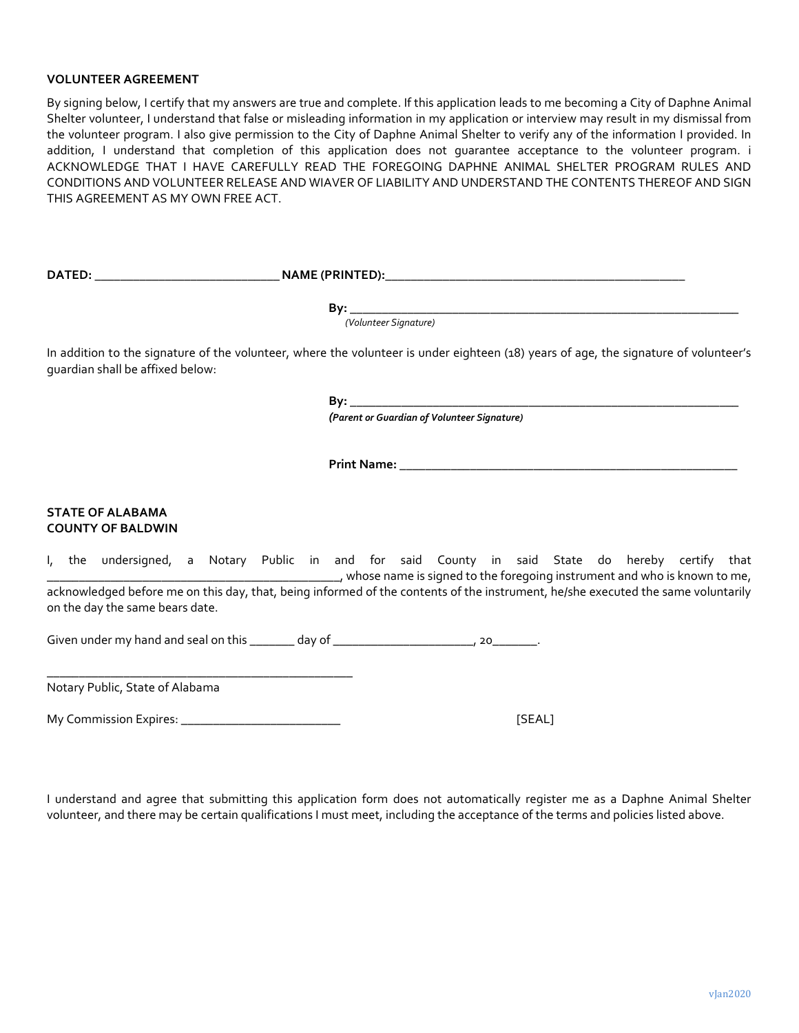**VOLUNTEER AGREEMENT**

By signing below, I certify that my answers are true and complete. If this application leads to me becoming a City of Daphne Animal Shelter volunteer, I understand that false or misleading information in my application or interview may result in my dismissal from the volunteer program. I also give permission to the City of Daphne Animal Shelter to verify any of the information I provided. In addition, I understand that completion of this application does not guarantee acceptance to the volunteer program. i ACKNOWLEDGE THAT I HAVE CAREFULLY READ THE FOREGOING DAPHNE ANIMAL SHELTER PROGRAM RULES AND CONDITIONS AND VOLUNTEER RELEASE AND WIAVER OF LIABILITY AND UNDERSTAND THE CONTENTS THEREOF AND SIGN THIS AGREEMENT AS MY OWN FREE ACT.

**DATED:** ____________________________ **NAME (PRINTED):**_______________________________________________

**By:** _______________________________________________________________
*(Volunteer Signature)*

In addition to the signature of the volunteer, where the volunteer is under eighteen (18) years of age, the signature of volunteer's guardian shall be affixed below:

**By:** _______________________________________________________________
***(Parent or Guardian of Volunteer Signature)***

**Print Name:** ____________________________________________________

**STATE OF ALABAMA**
**COUNTY OF BALDWIN**

I, the undersigned, a Notary Public in and for said County in said State do hereby certify that ______________________________________________, whose name is signed to the foregoing instrument and who is known to me, acknowledged before me on this day, that, being informed of the contents of the instrument, he/she executed the same voluntarily on the day the same bears date.

Given under my hand and seal on this _______ day of ______________________, 20_______.

_______________________________________________
Notary Public, State of Alabama

My Commission Expires: _________________________ [SEAL]

I understand and agree that submitting this application form does not automatically register me as a Daphne Animal Shelter volunteer, and there may be certain qualifications I must meet, including the acceptance of the terms and policies listed above.

vJan2020